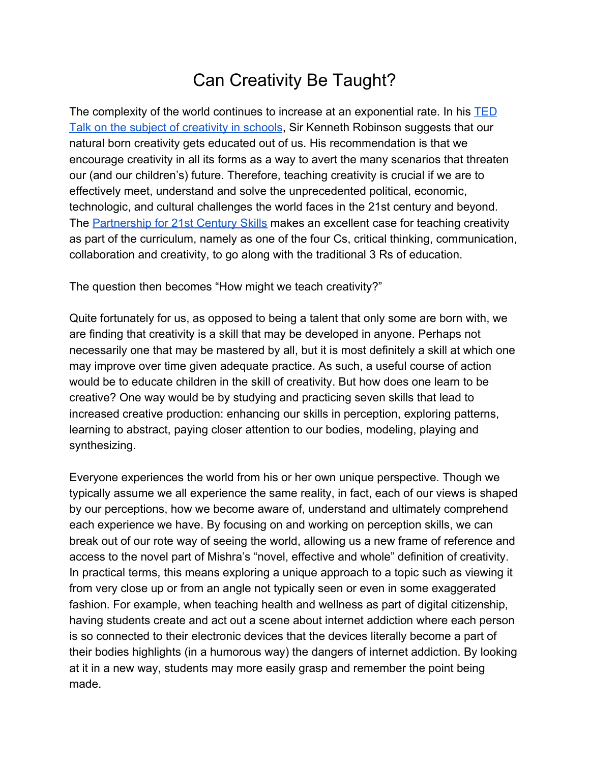# Can Creativity Be Taught?

The complexity of the world continues to increase at an exponential rate. In his [TED Talk on the subject of creativity in schools](), Sir Kenneth Robinson suggests that our natural born creativity gets educated out of us. His recommendation is that we encourage creativity in all its forms as a way to avert the many scenarios that threaten our (and our children's) future. Therefore, teaching creativity is crucial if we are to effectively meet, understand and solve the unprecedented political, economic, technologic, and cultural challenges the world faces in the 21st century and beyond. The [Partnership for 21st Century Skills]() makes an excellent case for teaching creativity as part of the curriculum, namely as one of the four Cs, critical thinking, communication, collaboration and creativity, to go along with the traditional 3 Rs of education.

The question then becomes "How might we teach creativity?"

Quite fortunately for us, as opposed to being a talent that only some are born with, we are finding that creativity is a skill that may be developed in anyone. Perhaps not necessarily one that may be mastered by all, but it is most definitely a skill at which one may improve over time given adequate practice. As such, a useful course of action would be to educate children in the skill of creativity. But how does one learn to be creative? One way would be by studying and practicing seven skills that lead to increased creative production: enhancing our skills in perception, exploring patterns, learning to abstract, paying closer attention to our bodies, modeling, playing and synthesizing.

Everyone experiences the world from his or her own unique perspective. Though we typically assume we all experience the same reality, in fact, each of our views is shaped by our perceptions, how we become aware of, understand and ultimately comprehend each experience we have. By focusing on and working on perception skills, we can break out of our rote way of seeing the world, allowing us a new frame of reference and access to the novel part of Mishra's "novel, effective and whole" definition of creativity. In practical terms, this means exploring a unique approach to a topic such as viewing it from very close up or from an angle not typically seen or even in some exaggerated fashion. For example, when teaching health and wellness as part of digital citizenship, having students create and act out a scene about internet addiction where each person is so connected to their electronic devices that the devices literally become a part of their bodies highlights (in a humorous way) the dangers of internet addiction. By looking at it in a new way, students may more easily grasp and remember the point being made.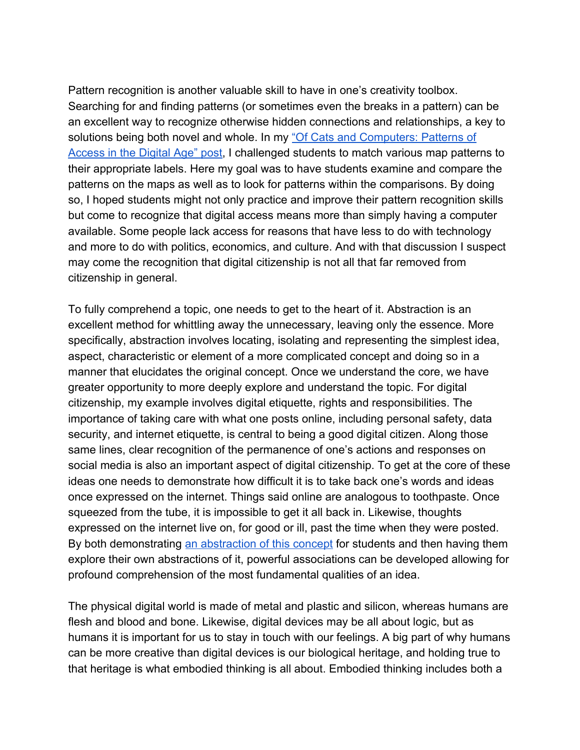Pattern recognition is another valuable skill to have in one's creativity toolbox. Searching for and finding patterns (or sometimes even the breaks in a pattern) can be an excellent way to recognize otherwise hidden connections and relationships, a key to solutions being both novel and whole. In my "Of Cats and Computers: Patterns of Access in the Digital Age" post, I challenged students to match various map patterns to their appropriate labels. Here my goal was to have students examine and compare the patterns on the maps as well as to look for patterns within the comparisons. By doing so, I hoped students might not only practice and improve their pattern recognition skills but come to recognize that digital access means more than simply having a computer available. Some people lack access for reasons that have less to do with technology and more to do with politics, economics, and culture. And with that discussion I suspect may come the recognition that digital citizenship is not all that far removed from citizenship in general.

To fully comprehend a topic, one needs to get to the heart of it. Abstraction is an excellent method for whittling away the unnecessary, leaving only the essence. More specifically, abstraction involves locating, isolating and representing the simplest idea, aspect, characteristic or element of a more complicated concept and doing so in a manner that elucidates the original concept. Once we understand the core, we have greater opportunity to more deeply explore and understand the topic. For digital citizenship, my example involves digital etiquette, rights and responsibilities. The importance of taking care with what one posts online, including personal safety, data security, and internet etiquette, is central to being a good digital citizen. Along those same lines, clear recognition of the permanence of one's actions and responses on social media is also an important aspect of digital citizenship. To get at the core of these ideas one needs to demonstrate how difficult it is to take back one's words and ideas once expressed on the internet. Things said online are analogous to toothpaste. Once squeezed from the tube, it is impossible to get it all back in. Likewise, thoughts expressed on the internet live on, for good or ill, past the time when they were posted. By both demonstrating an abstraction of this concept for students and then having them explore their own abstractions of it, powerful associations can be developed allowing for profound comprehension of the most fundamental qualities of an idea.

The physical digital world is made of metal and plastic and silicon, whereas humans are flesh and blood and bone. Likewise, digital devices may be all about logic, but as humans it is important for us to stay in touch with our feelings. A big part of why humans can be more creative than digital devices is our biological heritage, and holding true to that heritage is what embodied thinking is all about. Embodied thinking includes both a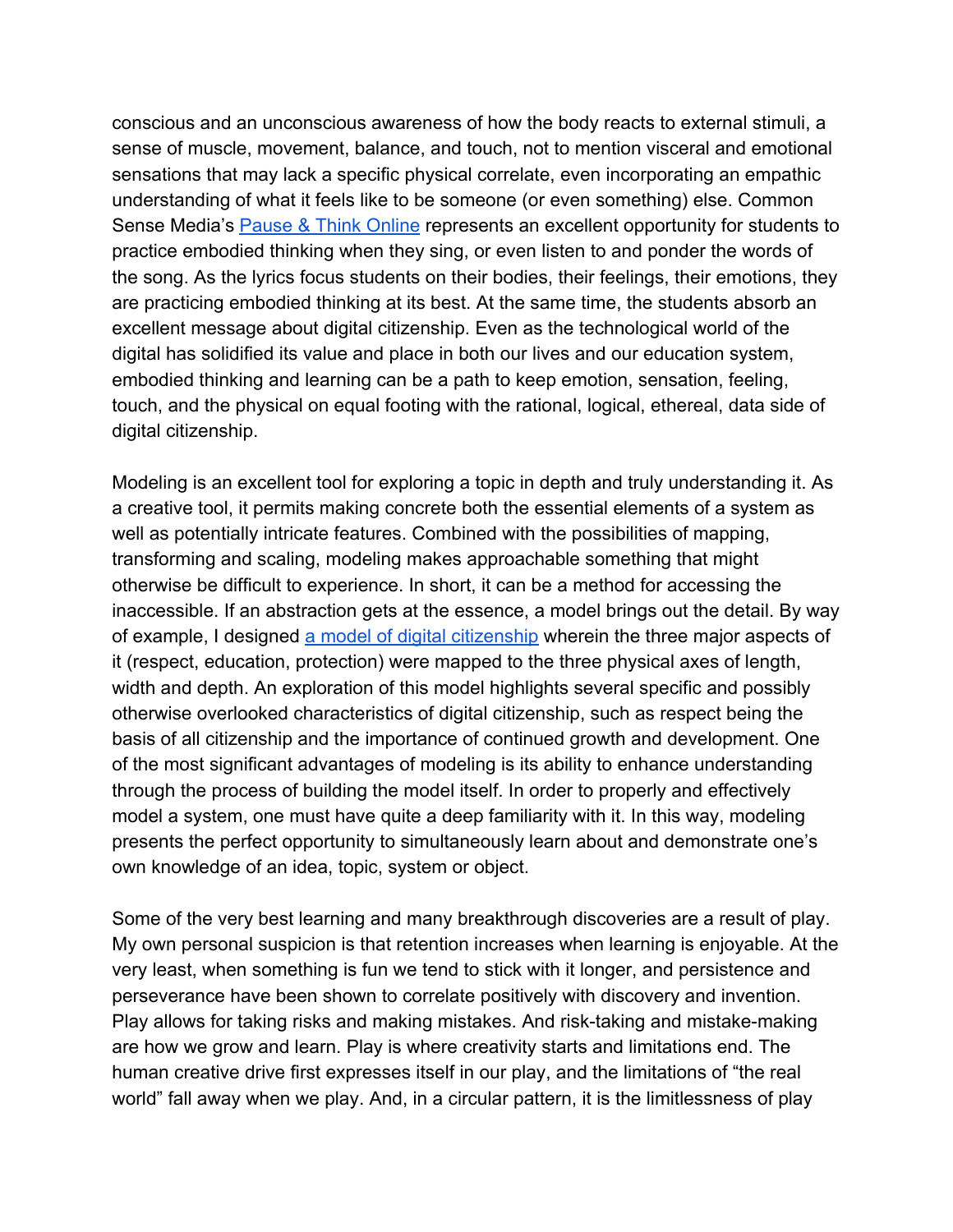conscious and an unconscious awareness of how the body reacts to external stimuli, a sense of muscle, movement, balance, and touch, not to mention visceral and emotional sensations that may lack a specific physical correlate, even incorporating an empathic understanding of what it feels like to be someone (or even something) else. Common Sense Media's Pause & Think Online represents an excellent opportunity for students to practice embodied thinking when they sing, or even listen to and ponder the words of the song. As the lyrics focus students on their bodies, their feelings, their emotions, they are practicing embodied thinking at its best. At the same time, the students absorb an excellent message about digital citizenship. Even as the technological world of the digital has solidified its value and place in both our lives and our education system, embodied thinking and learning can be a path to keep emotion, sensation, feeling, touch, and the physical on equal footing with the rational, logical, ethereal, data side of digital citizenship.

Modeling is an excellent tool for exploring a topic in depth and truly understanding it. As a creative tool, it permits making concrete both the essential elements of a system as well as potentially intricate features. Combined with the possibilities of mapping, transforming and scaling, modeling makes approachable something that might otherwise be difficult to experience. In short, it can be a method for accessing the inaccessible. If an abstraction gets at the essence, a model brings out the detail. By way of example, I designed a model of digital citizenship wherein the three major aspects of it (respect, education, protection) were mapped to the three physical axes of length, width and depth. An exploration of this model highlights several specific and possibly otherwise overlooked characteristics of digital citizenship, such as respect being the basis of all citizenship and the importance of continued growth and development. One of the most significant advantages of modeling is its ability to enhance understanding through the process of building the model itself. In order to properly and effectively model a system, one must have quite a deep familiarity with it. In this way, modeling presents the perfect opportunity to simultaneously learn about and demonstrate one's own knowledge of an idea, topic, system or object.

Some of the very best learning and many breakthrough discoveries are a result of play. My own personal suspicion is that retention increases when learning is enjoyable. At the very least, when something is fun we tend to stick with it longer, and persistence and perseverance have been shown to correlate positively with discovery and invention. Play allows for taking risks and making mistakes. And risk-taking and mistake-making are how we grow and learn. Play is where creativity starts and limitations end. The human creative drive first expresses itself in our play, and the limitations of "the real world" fall away when we play. And, in a circular pattern, it is the limitlessness of play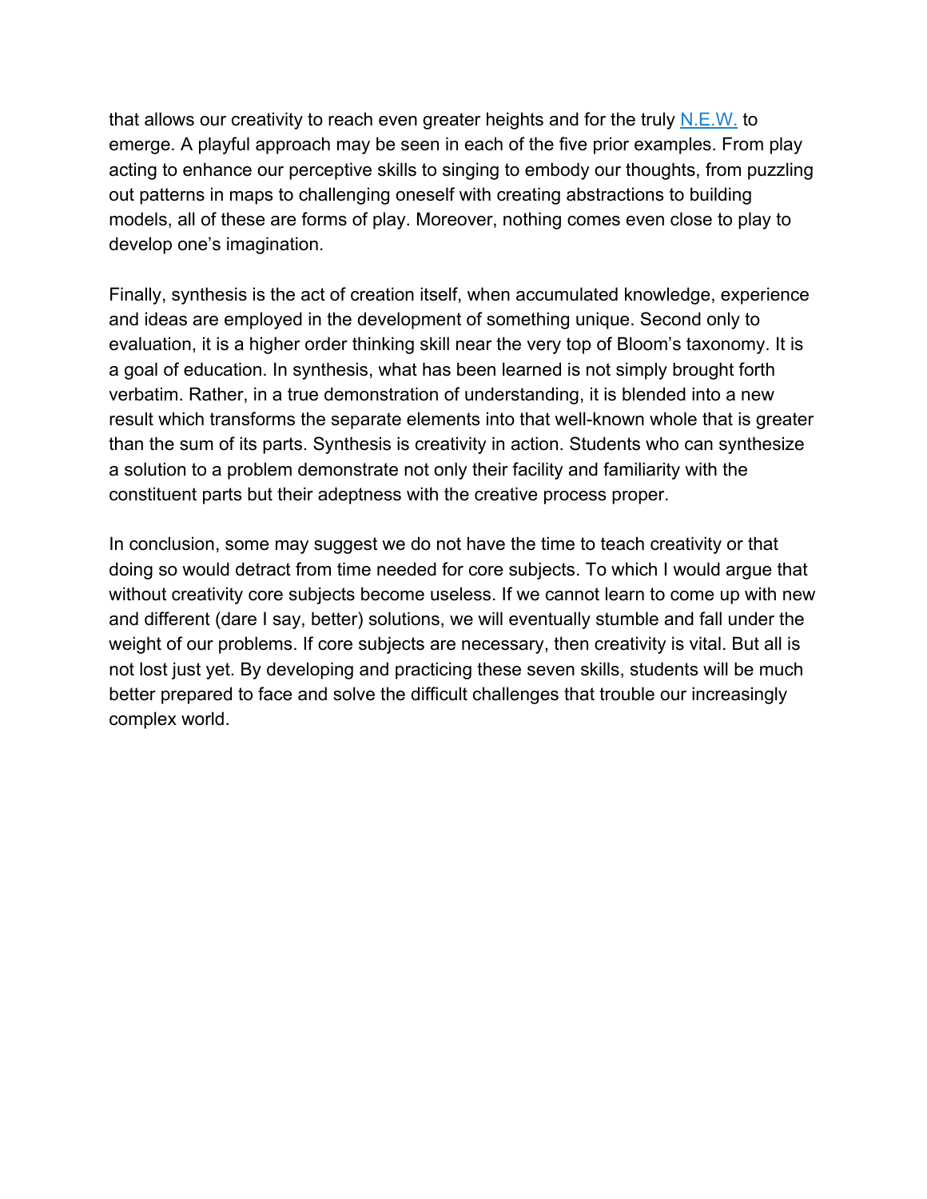that allows our creativity to reach even greater heights and for the truly N.E.W. to emerge. A playful approach may be seen in each of the five prior examples. From play acting to enhance our perceptive skills to singing to embody our thoughts, from puzzling out patterns in maps to challenging oneself with creating abstractions to building models, all of these are forms of play. Moreover, nothing comes even close to play to develop one's imagination.

Finally, synthesis is the act of creation itself, when accumulated knowledge, experience and ideas are employed in the development of something unique. Second only to evaluation, it is a higher order thinking skill near the very top of Bloom's taxonomy. It is a goal of education. In synthesis, what has been learned is not simply brought forth verbatim. Rather, in a true demonstration of understanding, it is blended into a new result which transforms the separate elements into that well-known whole that is greater than the sum of its parts. Synthesis is creativity in action. Students who can synthesize a solution to a problem demonstrate not only their facility and familiarity with the constituent parts but their adeptness with the creative process proper.

In conclusion, some may suggest we do not have the time to teach creativity or that doing so would detract from time needed for core subjects. To which I would argue that without creativity core subjects become useless. If we cannot learn to come up with new and different (dare I say, better) solutions, we will eventually stumble and fall under the weight of our problems. If core subjects are necessary, then creativity is vital. But all is not lost just yet. By developing and practicing these seven skills, students will be much better prepared to face and solve the difficult challenges that trouble our increasingly complex world.